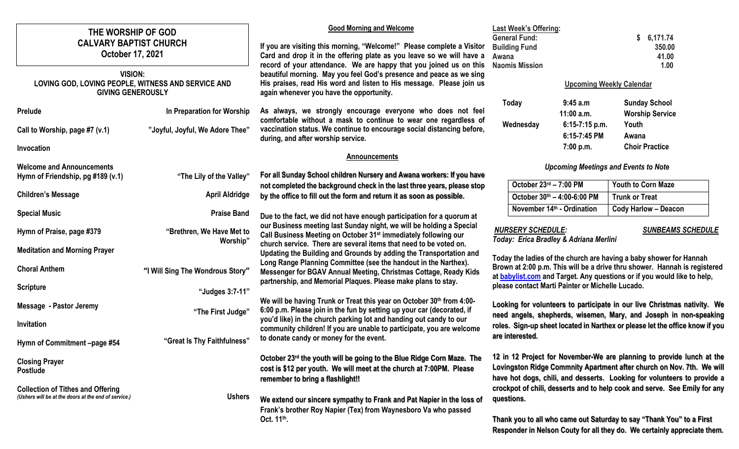# THE WORSHIP OF GOD
# CALVARY BAPTIST CHURCH
## October 17, 2021

**VISION:**
**LOVING GOD, LOVING PEOPLE, WITNESS AND SERVICE AND GIVING GENEROUSLY**

| | |
|---|---|
| **Prelude** | **In Preparation for Worship** |
| **Call to Worship, page #7 (v.1)** | **"Joyful, Joyful, We Adore Thee"** |
| **Invocation** | |
| **Welcome and Announcements** | |
| **Hymn of Friendship, pg #189 (v.1)** | **"The Lily of the Valley"** |
| **Children's Message** | **April Aldridge** |
| **Special Music** | **Praise Band** |
| **Hymn of Praise, page #379** | **"Brethren, We Have Met to Worship"** |
| **Meditation and Morning Prayer** | |
| **Choral Anthem** | **"I Will Sing The Wondrous Story"** |
| **Scripture** | **"Judges 3:7-11"** |
| **Message - Pastor Jeremy** | **"The First Judge"** |
| **Invitation** | |
| **Hymn of Commitment –page #54** | **"Great Is Thy Faithfulness"** |
| **Closing Prayer** | |
| **Postlude** | |
| **Collection of Tithes and Offering** *(Ushers will be at the doors at the end of service.)* | **Ushers** |

### Good Morning and Welcome

**If you are visiting this morning, "Welcome!" Please complete a Visitor Card and drop it in the offering plate as you leave so we will have a record of your attendance. We are happy that you joined us on this beautiful morning. May you feel God's presence and peace as we sing His praises, read His word and listen to His message. Please join us again whenever you have the opportunity.**

**As always, we strongly encourage everyone who does not feel comfortable without a mask to continue to wear one regardless of vaccination status. We continue to encourage social distancing before, during, and after worship service.**

### Announcements

**For all Sunday School children Nursery and Awana workers: If you have not completed the background check in the last three years, please stop by the office to fill out the form and return it as soon as possible.**

**Due to the fact, we did not have enough participation for a quorum at our Business meeting last Sunday night, we will be holding a Special Call Business Meeting on October 31st immediately following our church service. There are several items that need to be voted on. Updating the Building and Grounds by adding the Transportation and Long Range Planning Committee (see the handout in the Narthex). Messenger for BGAV Annual Meeting, Christmas Cottage, Ready Kids partnership, and Memorial Plaques. Please make plans to stay.**

**We will be having Trunk or Treat this year on October 30th from 4:00-6:00 p.m. Please join in the fun by setting up your car (decorated, if you'd like) in the church parking lot and handing out candy to our community children! If you are unable to participate, you are welcome to donate candy or money for the event.**

**October 23rd the youth will be going to the Blue Ridge Corn Maze. The cost is $12 per youth. We will meet at the church at 7:00PM. Please remember to bring a flashlight!!**

**We extend our sincere sympathy to Frank and Pat Napier in the loss of Frank's brother Roy Napier (Tex) from Waynesboro Va who passed Oct. 11th.**

**Last Week's Offering:**

| | |
|---|---|
| **General Fund:** | **$ 6,171.74** |
| **Building Fund** | **350.00** |
| **Awana** | **41.00** |
| **Naomis Mission** | **1.00** |

### Upcoming Weekly Calendar

| | | |
|---|---|---|
| **Today** | **9:45 a.m** | **Sunday School** |
| | **11:00 a.m.** | **Worship Service** |
| **Wednesday** | **6:15-7:15 p.m.** | **Youth** |
| | **6:15-7:45 PM** | **Awana** |
| | **7:00 p.m.** | **Choir Practice** |

### *Upcoming Meetings and Events to Note*

| | |
|---|---|
| **October 23rd – 7:00 PM** | **Youth to Corn Maze** |
| **October 30th – 4:00-6:00 PM** | **Trunk or Treat** |
| **November 14th - Ordination** | **Cody Harlow – Deacon** |

***NURSERY SCHEDULE:*** ***SUNBEAMS SCHEDULE***
***Today: Erica Bradley & Adriana Merlini***

**Today the ladies of the church are having a baby shower for Hannah Brown at 2:00 p.m. This will be a drive thru shower. Hannah is registered at babylist.com and Target. Any questions or if you would like to help, please contact Marti Painter or Michelle Lucado.**

**Looking for volunteers to participate in our live Christmas nativity. We need angels, shepherds, wisemen, Mary, and Joseph in non-speaking roles. Sign-up sheet located in Narthex or please let the office know if you are interested.**

**12 in 12 Project for November-We are planning to provide lunch at the Lovingston Ridge Commnity Apartment after church on Nov. 7th. We will have hot dogs, chili, and desserts. Looking for volunteers to provide a crockpot of chili, desserts and to help cook and serve. See Emily for any questions.**

**Thank you to all who came out Saturday to say "Thank You" to a First Responder in Nelson Couty for all they do. We certainly appreciate them.**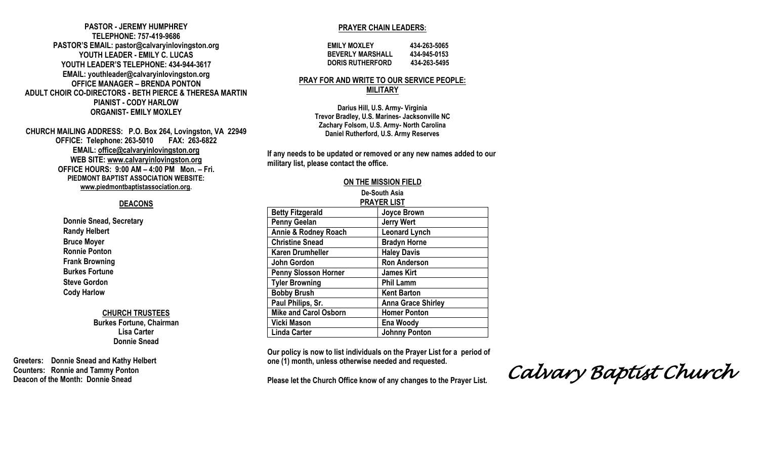**PASTOR - JEREMY HUMPHREY**
**TELEPHONE: 757-419-9686**
**PASTOR'S EMAIL: pastor@calvaryinlovingston.org**
**YOUTH LEADER - EMILY C. LUCAS**
**YOUTH LEADER'S TELEPHONE: 434-944-3617**
**EMAIL: youthleader@calvaryinlovingston.org**
**OFFICE MANAGER – BRENDA PONTON**
**ADULT CHOIR CO-DIRECTORS - BETH PIERCE & THERESA MARTIN**
**PIANIST - CODY HARLOW**
**ORGANIST- EMILY MOXLEY**

**CHURCH MAILING ADDRESS: P.O. Box 264, Lovingston, VA 22949**
**OFFICE: Telephone: 263-5010 FAX: 263-6822**
**EMAIL: office@calvaryinlovingston.org**
**WEB SITE: www.calvaryinlovingston.org**
**OFFICE HOURS: 9:00 AM – 4:00 PM Mon. – Fri.**
**PIEDMONT BAPTIST ASSOCIATION WEBSITE:**
**www.piedmontbaptistassociation.org.**

## DEACONS

**Donnie Snead, Secretary**
**Randy Helbert**
**Bruce Moyer**
**Ronnie Ponton**
**Frank Browning**
**Burkes Fortune**
**Steve Gordon**
**Cody Harlow**

## CHURCH TRUSTEES

**Burkes Fortune, Chairman**
**Lisa Carter**
**Donnie Snead**

**Greeters: Donnie Snead and Kathy Helbert**
**Counters: Ronnie and Tammy Ponton**
**Deacon of the Month: Donnie Snead**

## PRAYER CHAIN LEADERS:

**EMILY MOXLEY 434-263-5065**
**BEVERLY MARSHALL 434-945-0153**
**DORIS RUTHERFORD 434-263-5495**

## PRAY FOR AND WRITE TO OUR SERVICE PEOPLE:

### MILITARY

**Darius Hill, U.S. Army- Virginia**
**Trevor Bradley, U.S. Marines- Jacksonville NC**
**Zachary Folsom, U.S. Army- North Carolina**
**Daniel Rutherford, U.S. Army Reserves**

**If any needs to be updated or removed or any new names added to our military list, please contact the office.**

## ON THE MISSION FIELD

**De-South Asia**

## PRAYER LIST

| | |
|---|---|
| Betty Fitzgerald | Joyce Brown |
| Penny Geelan | Jerry Wert |
| Annie & Rodney Roach | Leonard Lynch |
| Christine Snead | Bradyn Horne |
| Karen Drumheller | Haley Davis |
| John Gordon | Ron Anderson |
| Penny Slosson Horner | James Kirt |
| Tyler Browning | Phil Lamm |
| Bobby Brush | Kent Barton |
| Paul Philips, Sr. | Anna Grace Shirley |
| Mike and Carol Osborn | Homer Ponton |
| Vicki Mason | Ena Woody |
| Linda Carter | Johnny Ponton |

**Our policy is now to list individuals on the Prayer List for a period of one (1) month, unless otherwise needed and requested.**

**Please let the Church Office know of any changes to the Prayer List.**

*Calvary Baptist Church*